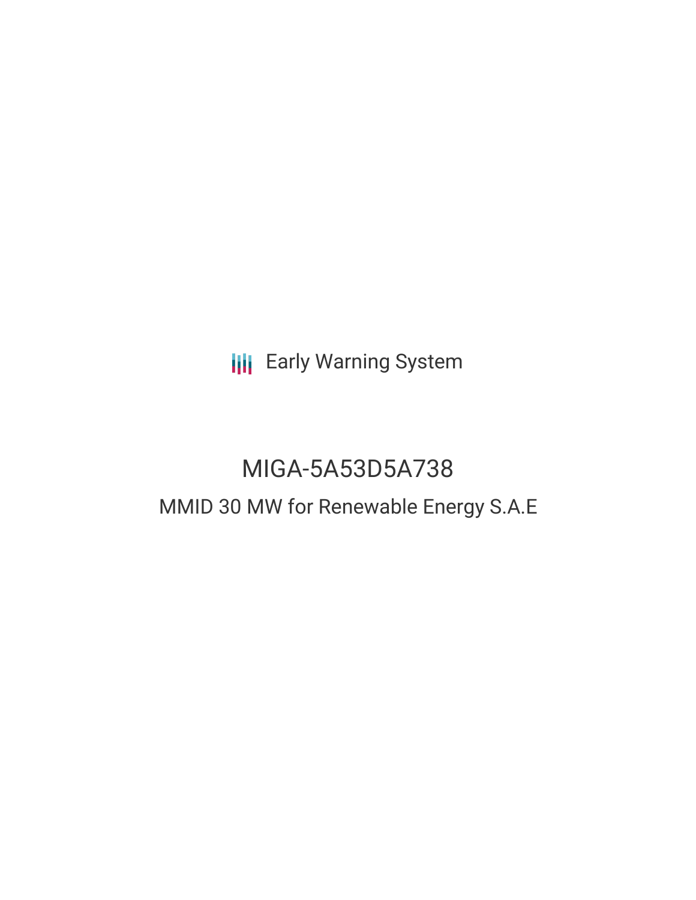Early Warning System

# MIGA-5A53D5A738

## MMID 30 MW for Renewable Energy S.A.E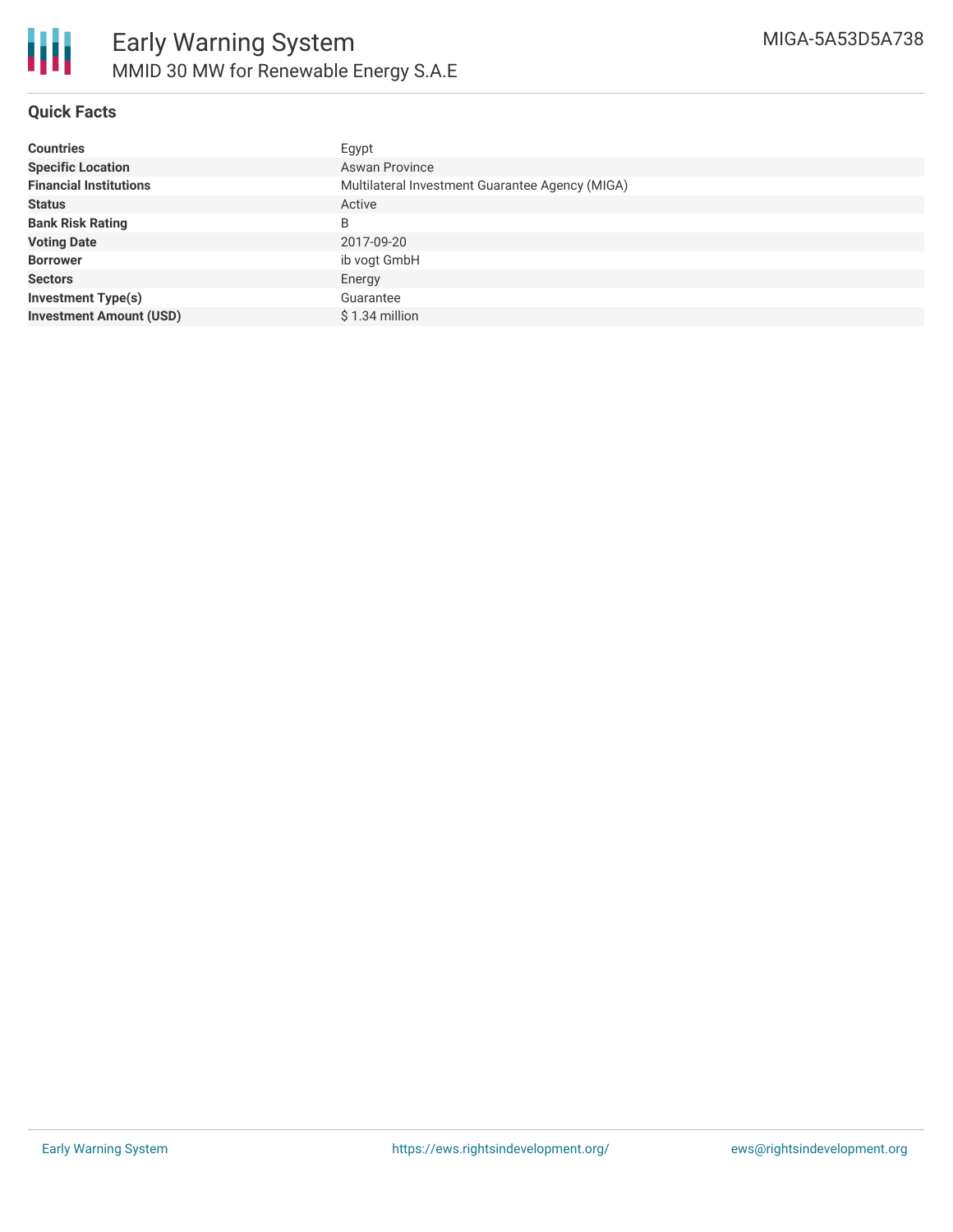## Quick Facts

| | |
|---|---|
| **Countries** | Egypt |
| **Specific Location** | Aswan Province |
| **Financial Institutions** | Multilateral Investment Guarantee Agency (MIGA) |
| **Status** | Active |
| **Bank Risk Rating** | B |
| **Voting Date** | 2017-09-20 |
| **Borrower** | ib vogt GmbH |
| **Sectors** | Energy |
| **Investment Type(s)** | Guarantee |
| **Investment Amount (USD)** | $ 1.34 million |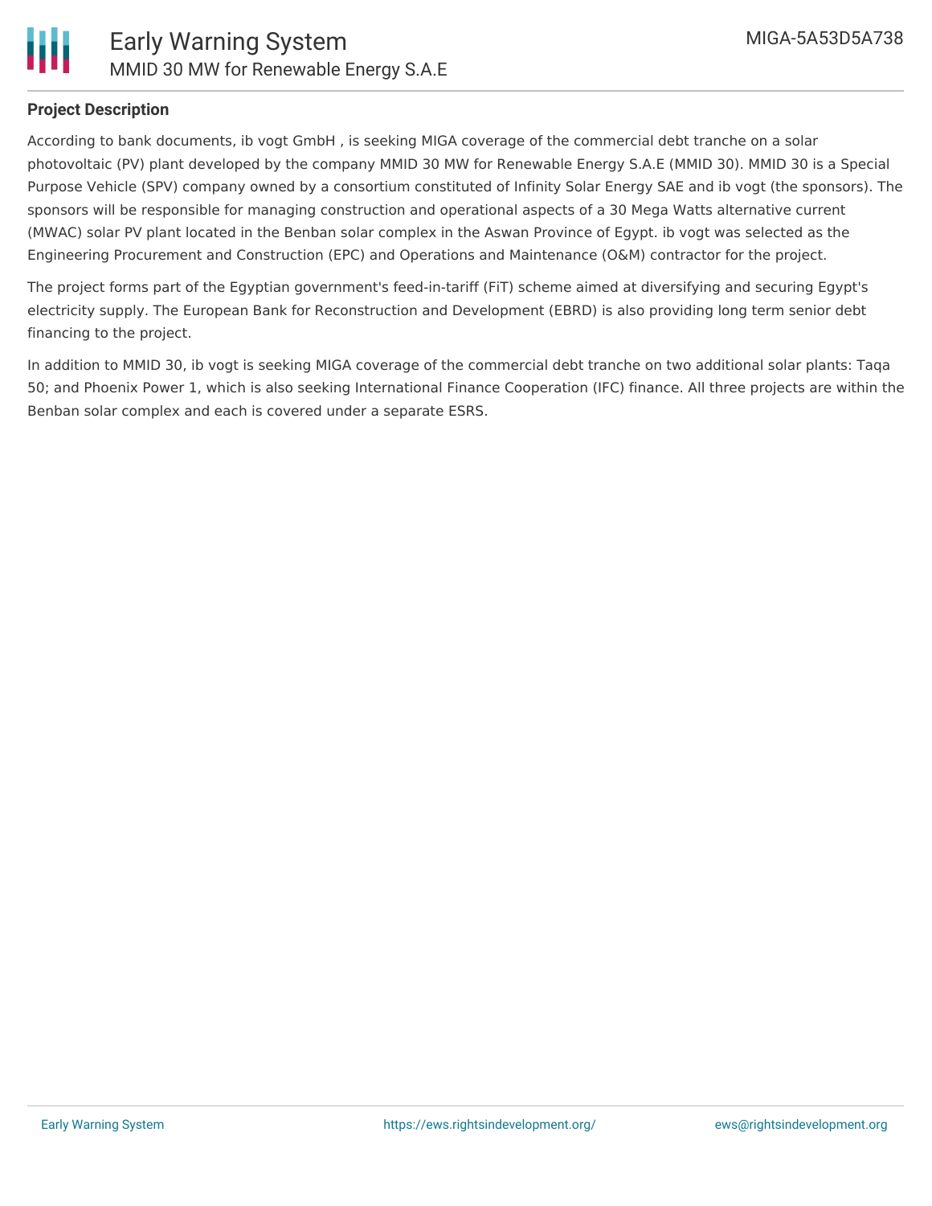## Project Description

According to bank documents, ib vogt GmbH , is seeking MIGA coverage of the commercial debt tranche on a solar photovoltaic (PV) plant developed by the company MMID 30 MW for Renewable Energy S.A.E (MMID 30). MMID 30 is a Special Purpose Vehicle (SPV) company owned by a consortium constituted of Infinity Solar Energy SAE and ib vogt (the sponsors). The sponsors will be responsible for managing construction and operational aspects of a 30 Mega Watts alternative current (MWAC) solar PV plant located in the Benban solar complex in the Aswan Province of Egypt. ib vogt was selected as the Engineering Procurement and Construction (EPC) and Operations and Maintenance (O&M) contractor for the project.

The project forms part of the Egyptian government's feed-in-tariff (FiT) scheme aimed at diversifying and securing Egypt's electricity supply. The European Bank for Reconstruction and Development (EBRD) is also providing long term senior debt financing to the project.

In addition to MMID 30, ib vogt is seeking MIGA coverage of the commercial debt tranche on two additional solar plants: Taqa 50; and Phoenix Power 1, which is also seeking International Finance Cooperation (IFC) finance. All three projects are within the Benban solar complex and each is covered under a separate ESRS.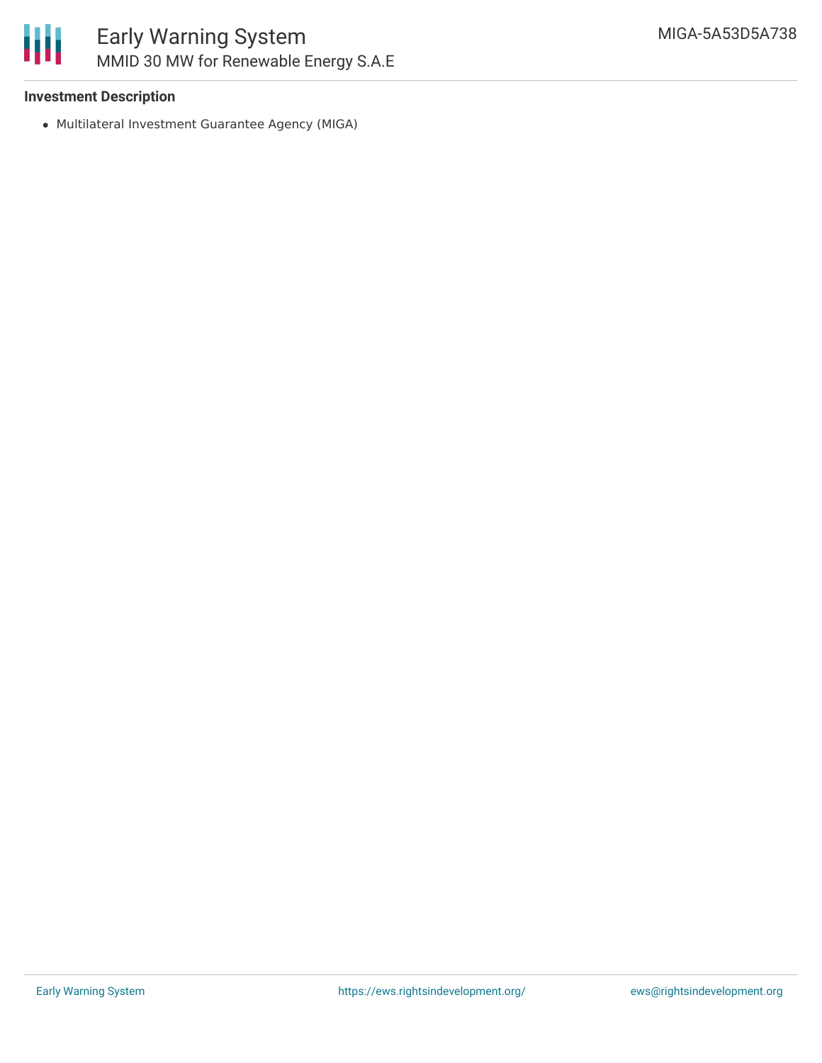## Investment Description

- Multilateral Investment Guarantee Agency (MIGA)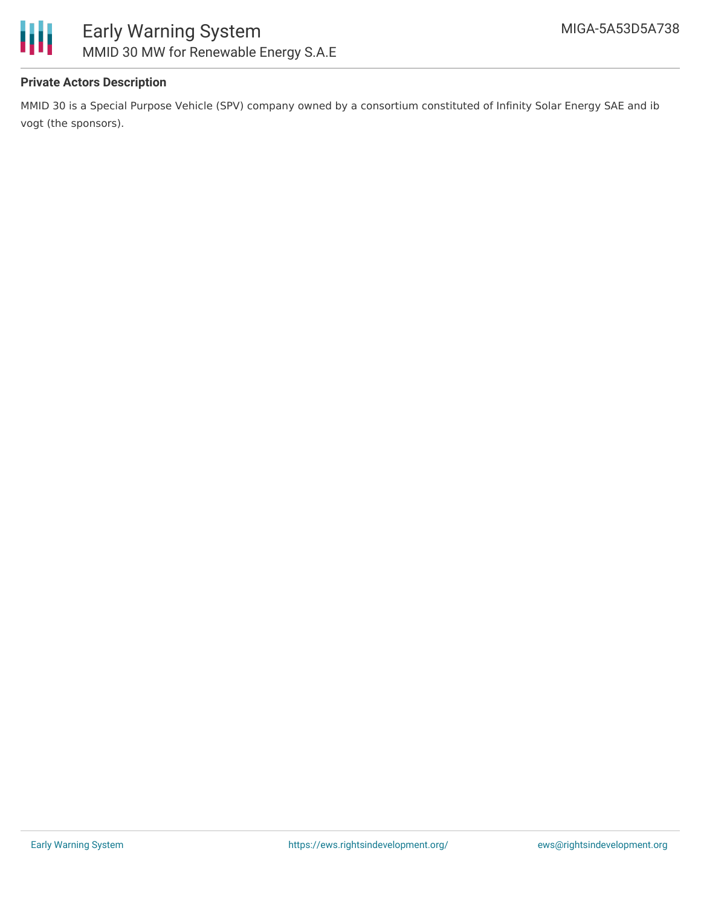#### Private Actors Description

MMID 30 is a Special Purpose Vehicle (SPV) company owned by a consortium constituted of Infinity Solar Energy SAE and ib vogt (the sponsors).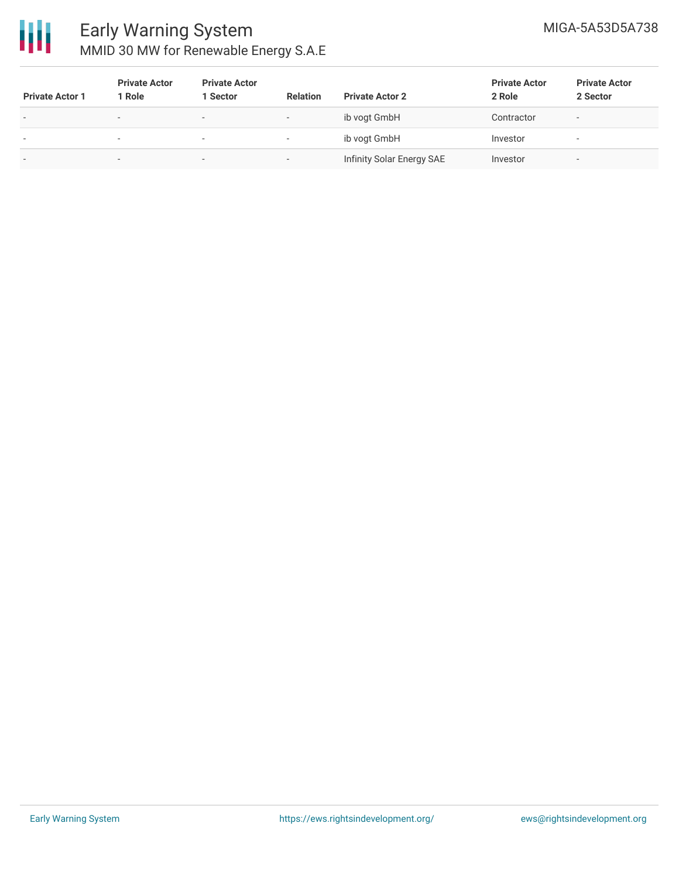| Private Actor 1 | Private Actor 1 Role | Private Actor 1 Sector | Relation | Private Actor 2 | Private Actor 2 Role | Private Actor 2 Sector |
|---|---|---|---|---|---|---|
| - | - | - | - | ib vogt GmbH | Contractor | - |
| - | - | - | - | ib vogt GmbH | Investor | - |
| - | - | - | - | Infinity Solar Energy SAE | Investor | - |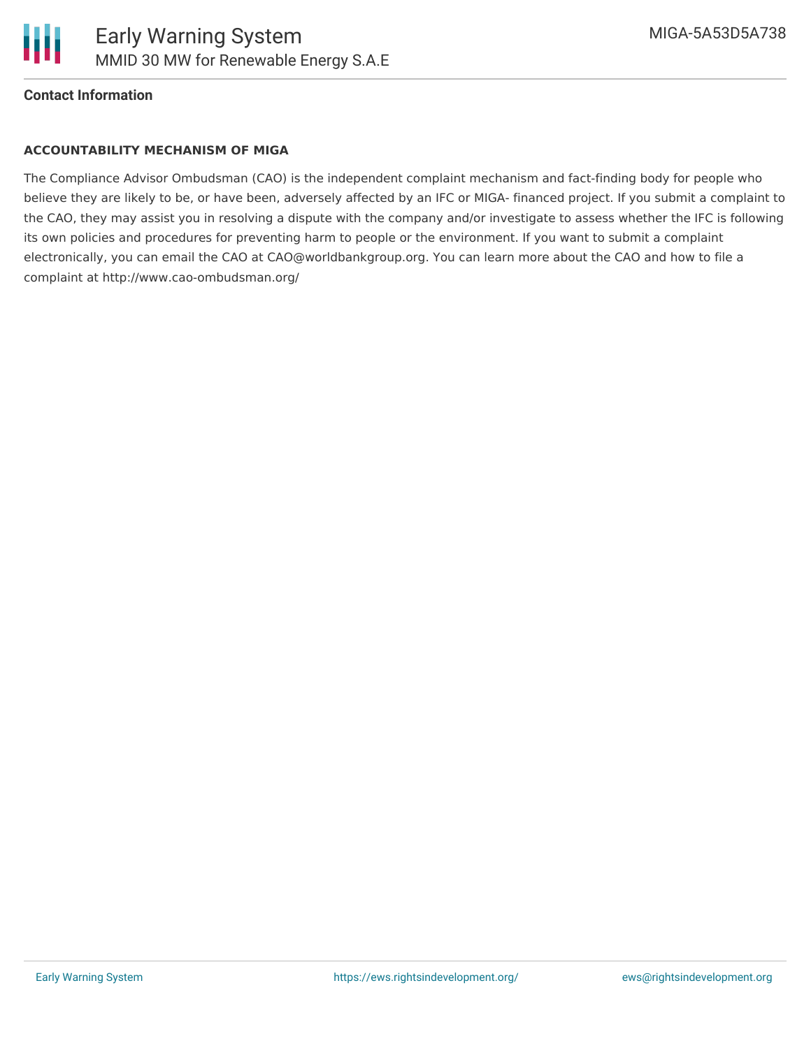**Contact Information**

**ACCOUNTABILITY MECHANISM OF MIGA**

The Compliance Advisor Ombudsman (CAO) is the independent complaint mechanism and fact-finding body for people who believe they are likely to be, or have been, adversely affected by an IFC or MIGA- financed project. If you submit a complaint to the CAO, they may assist you in resolving a dispute with the company and/or investigate to assess whether the IFC is following its own policies and procedures for preventing harm to people or the environment. If you want to submit a complaint electronically, you can email the CAO at CAO@worldbankgroup.org. You can learn more about the CAO and how to file a complaint at http://www.cao-ombudsman.org/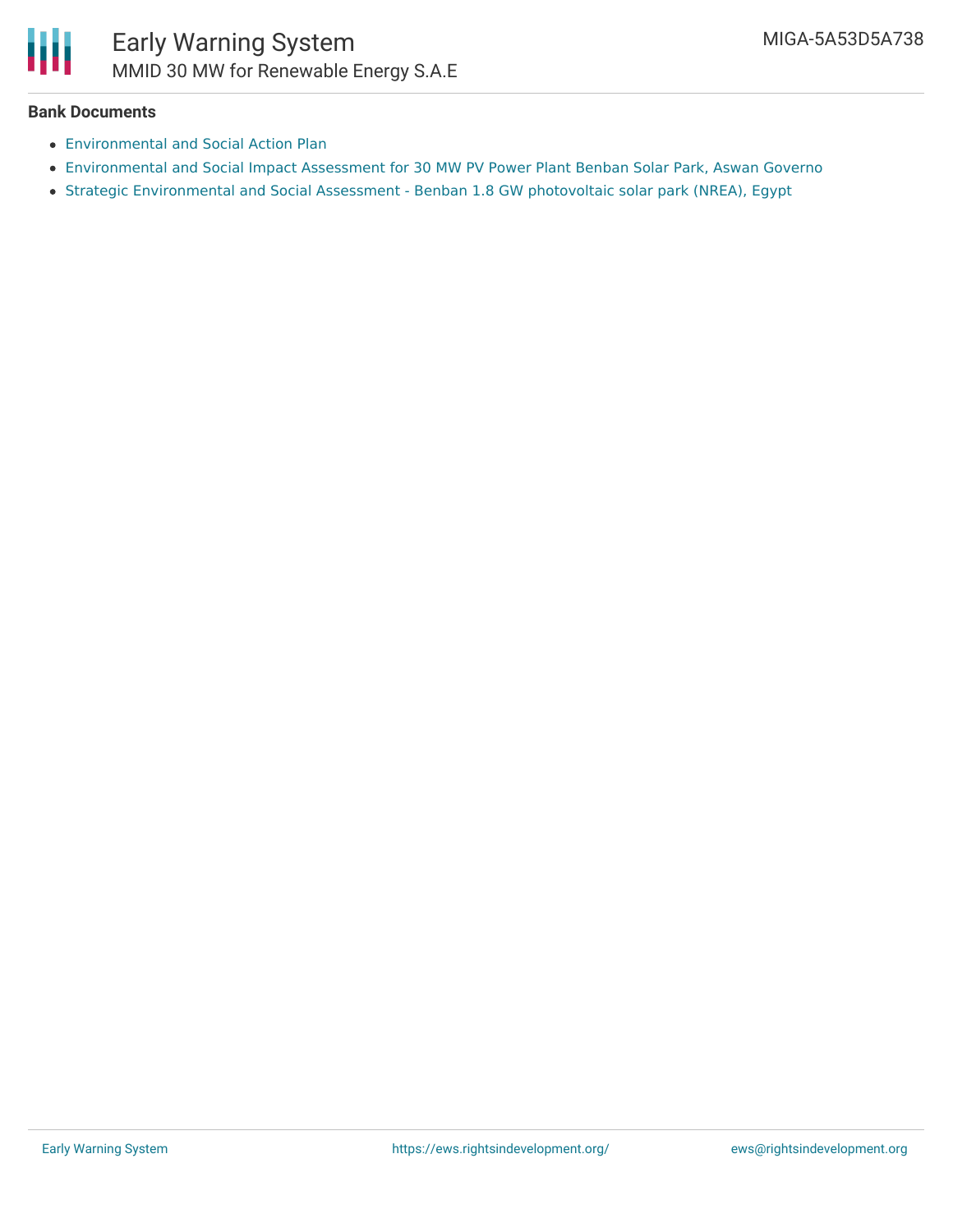**Bank Documents**

- Environmental and Social Action Plan
- Environmental and Social Impact Assessment for 30 MW PV Power Plant Benban Solar Park, Aswan Governo
- Strategic Environmental and Social Assessment - Benban 1.8 GW photovoltaic solar park (NREA), Egypt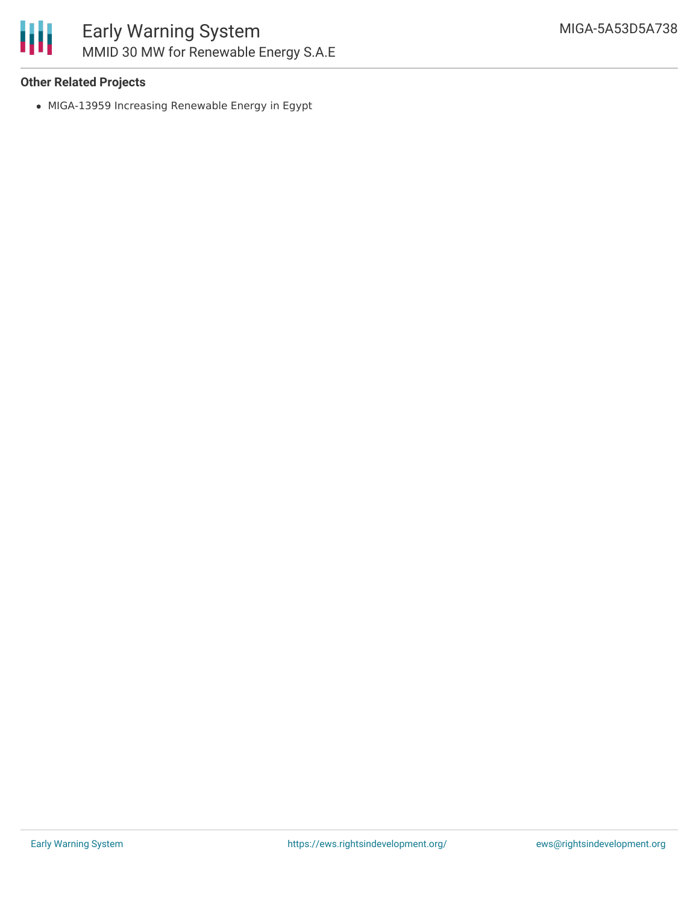**Other Related Projects**

- MIGA-13959 Increasing Renewable Energy in Egypt